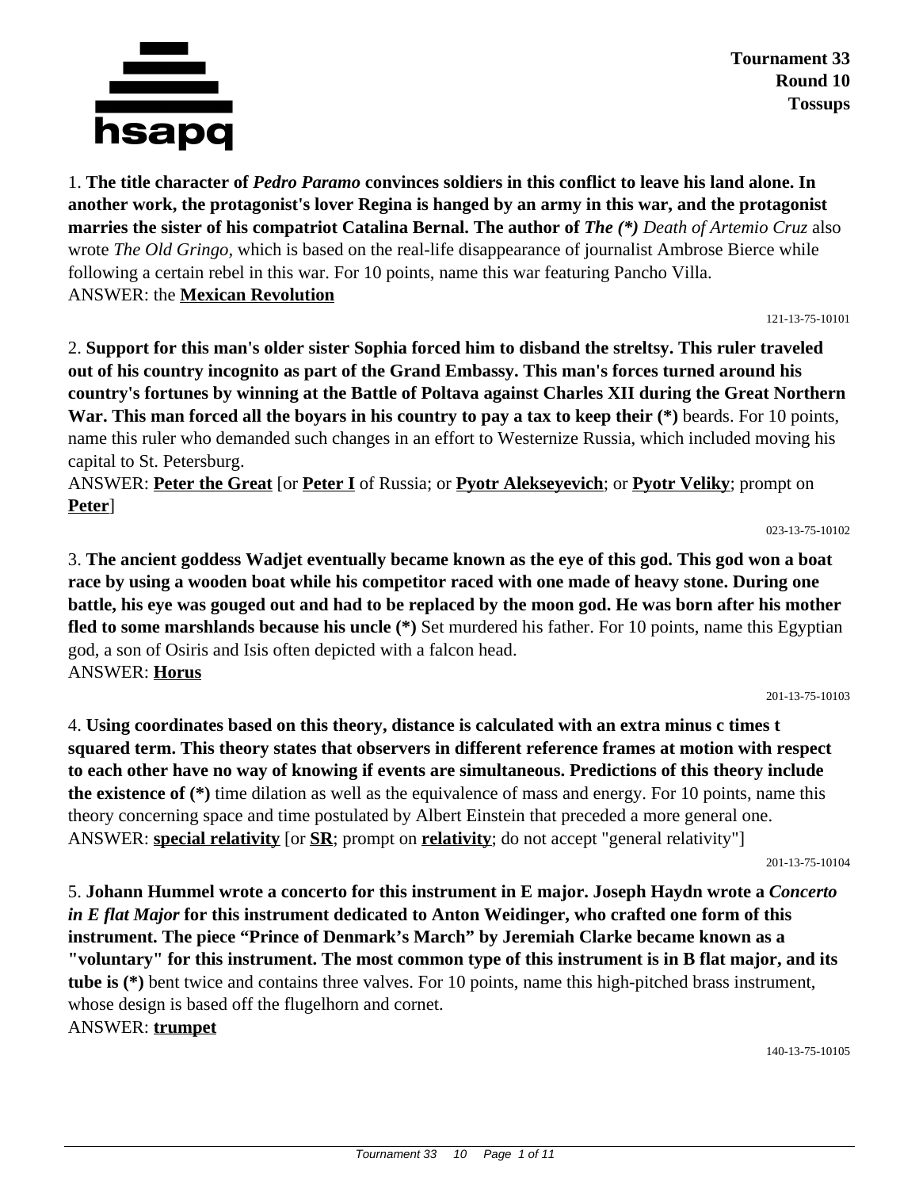**Tournament 33**
**Round 10**
**Tossups**

1. **The title character of *Pedro Paramo* convinces soldiers in this conflict to leave his land alone. In another work, the protagonist's lover Regina is hanged by an army in this war, and the protagonist marries the sister of his compatriot Catalina Bernal. The author of *The (\*)*** *Death of Artemio Cruz* also wrote *The Old Gringo,* which is based on the real-life disappearance of journalist Ambrose Bierce while following a certain rebel in this war. For 10 points, name this war featuring Pancho Villa.
ANSWER: the **Mexican Revolution**

121-13-75-10101

2. **Support for this man's older sister Sophia forced him to disband the streltsy. This ruler traveled out of his country incognito as part of the Grand Embassy. This man's forces turned around his country's fortunes by winning at the Battle of Poltava against Charles XII during the Great Northern War. This man forced all the boyars in his country to pay a tax to keep their (\*)** beards. For 10 points, name this ruler who demanded such changes in an effort to Westernize Russia, which included moving his capital to St. Petersburg.
ANSWER: **Peter the Great** [or **Peter I** of Russia; or **Pyotr Alekseyevich**; or **Pyotr Veliky**; prompt on **Peter**]

023-13-75-10102

3. **The ancient goddess Wadjet eventually became known as the eye of this god. This god won a boat race by using a wooden boat while his competitor raced with one made of heavy stone. During one battle, his eye was gouged out and had to be replaced by the moon god. He was born after his mother fled to some marshlands because his uncle (\*)** Set murdered his father. For 10 points, name this Egyptian god, a son of Osiris and Isis often depicted with a falcon head.
ANSWER: **Horus**

201-13-75-10103

4. **Using coordinates based on this theory, distance is calculated with an extra minus c times t squared term. This theory states that observers in different reference frames at motion with respect to each other have no way of knowing if events are simultaneous. Predictions of this theory include the existence of (\*)** time dilation as well as the equivalence of mass and energy. For 10 points, name this theory concerning space and time postulated by Albert Einstein that preceded a more general one.
ANSWER: **special relativity** [or **SR**; prompt on **relativity**; do not accept "general relativity"]

201-13-75-10104

5. **Johann Hummel wrote a concerto for this instrument in E major. Joseph Haydn wrote a *Concerto in E flat Major* for this instrument dedicated to Anton Weidinger, who crafted one form of this instrument. The piece "Prince of Denmark's March" by Jeremiah Clarke became known as a "voluntary" for this instrument. The most common type of this instrument is in B flat major, and its tube is (\*)** bent twice and contains three valves. For 10 points, name this high-pitched brass instrument, whose design is based off the flugelhorn and cornet.
ANSWER: **trumpet**

140-13-75-10105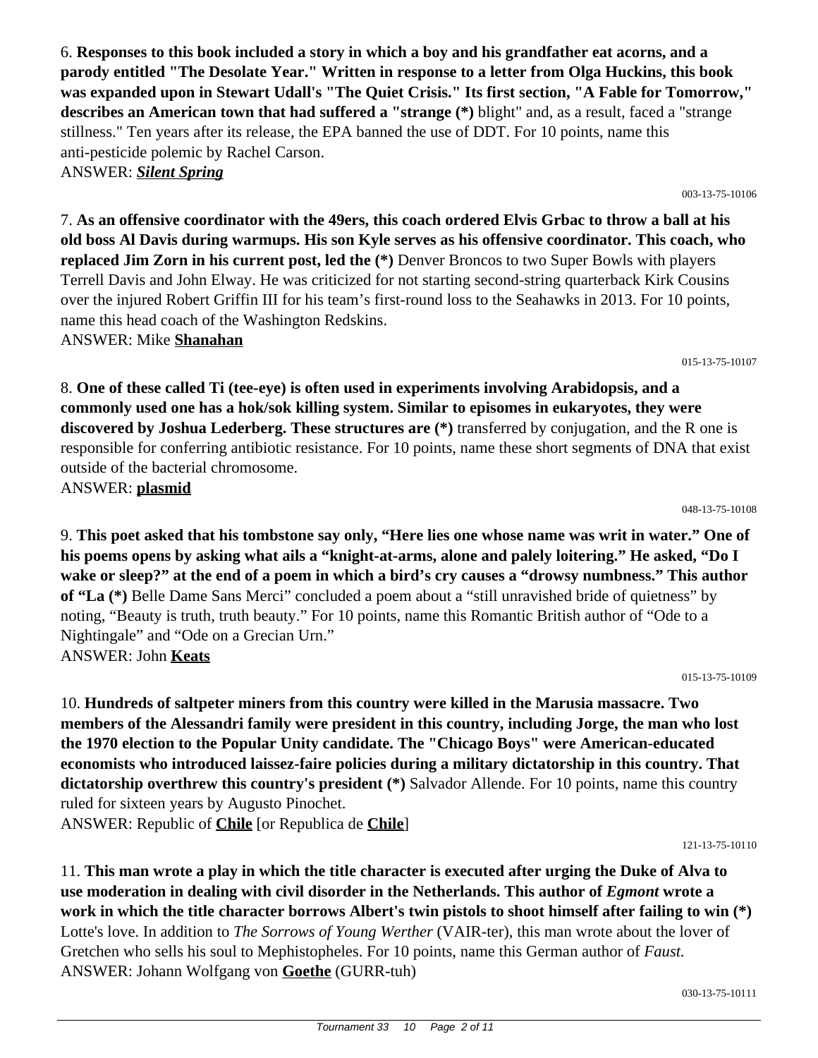6. **Responses to this book included a story in which a boy and his grandfather eat acorns, and a parody entitled "The Desolate Year." Written in response to a letter from Olga Huckins, this book was expanded upon in Stewart Udall's "The Quiet Crisis." Its first section, "A Fable for Tomorrow," describes an American town that had suffered a "strange (*)** blight" and, as a result, faced a "strange stillness." Ten years after its release, the EPA banned the use of DDT. For 10 points, name this anti-pesticide polemic by Rachel Carson.
ANSWER: ***Silent Spring***

003-13-75-10106

7. **As an offensive coordinator with the 49ers, this coach ordered Elvis Grbac to throw a ball at his old boss Al Davis during warmups. His son Kyle serves as his offensive coordinator. This coach, who replaced Jim Zorn in his current post, led the (*)** Denver Broncos to two Super Bowls with players Terrell Davis and John Elway. He was criticized for not starting second-string quarterback Kirk Cousins over the injured Robert Griffin III for his team's first-round loss to the Seahawks in 2013. For 10 points, name this head coach of the Washington Redskins.
ANSWER: Mike **Shanahan**

015-13-75-10107

8. **One of these called Ti (tee-eye) is often used in experiments involving Arabidopsis, and a commonly used one has a hok/sok killing system. Similar to episomes in eukaryotes, they were discovered by Joshua Lederberg. These structures are (*)** transferred by conjugation, and the R one is responsible for conferring antibiotic resistance. For 10 points, name these short segments of DNA that exist outside of the bacterial chromosome.
ANSWER: **plasmid**

048-13-75-10108

9. **This poet asked that his tombstone say only, "Here lies one whose name was writ in water." One of his poems opens by asking what ails a "knight-at-arms, alone and palely loitering." He asked, "Do I wake or sleep?" at the end of a poem in which a bird's cry causes a "drowsy numbness." This author of "La (*)** Belle Dame Sans Merci" concluded a poem about a "still unravished bride of quietness" by noting, "Beauty is truth, truth beauty." For 10 points, name this Romantic British author of "Ode to a Nightingale" and "Ode on a Grecian Urn."
ANSWER: John **Keats**

015-13-75-10109

10. **Hundreds of saltpeter miners from this country were killed in the Marusia massacre. Two members of the Alessandri family were president in this country, including Jorge, the man who lost the 1970 election to the Popular Unity candidate. The "Chicago Boys" were American-educated economists who introduced laissez-faire policies during a military dictatorship in this country. That dictatorship overthrew this country's president (*)** Salvador Allende. For 10 points, name this country ruled for sixteen years by Augusto Pinochet.
ANSWER: Republic of **Chile** [or Republica de **Chile**]

121-13-75-10110

11. **This man wrote a play in which the title character is executed after urging the Duke of Alva to use moderation in dealing with civil disorder in the Netherlands. This author of *Egmont* wrote a work in which the title character borrows Albert's twin pistols to shoot himself after failing to win (*)** Lotte's love. In addition to *The Sorrows of Young Werther* (VAIR-ter), this man wrote about the lover of Gretchen who sells his soul to Mephistopheles. For 10 points, name this German author of *Faust.*
ANSWER: Johann Wolfgang von **Goethe** (GURR-tuh)

030-13-75-10111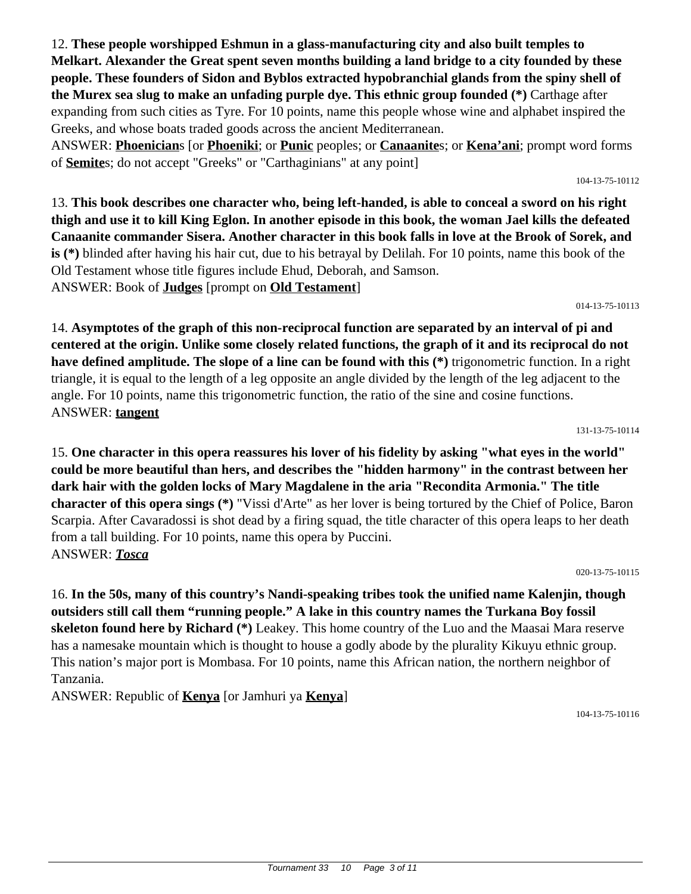12. **These people worshipped Eshmun in a glass-manufacturing city and also built temples to Melkart. Alexander the Great spent seven months building a land bridge to a city founded by these people. These founders of Sidon and Byblos extracted hypobranchial glands from the spiny shell of the Murex sea slug to make an unfading purple dye. This ethnic group founded (*)** Carthage after expanding from such cities as Tyre. For 10 points, name this people whose wine and alphabet inspired the Greeks, and whose boats traded goods across the ancient Mediterranean.

ANSWER: **Phoenician**s [or **Phoeniki**; or **Punic** peoples; or **Canaanite**s; or **Kena'ani**; prompt word forms of **Semite**s; do not accept "Greeks" or "Carthaginians" at any point]

104-13-75-10112

13. **This book describes one character who, being left-handed, is able to conceal a sword on his right thigh and use it to kill King Eglon. In another episode in this book, the woman Jael kills the defeated Canaanite commander Sisera. Another character in this book falls in love at the Brook of Sorek, and is (*)** blinded after having his hair cut, due to his betrayal by Delilah. For 10 points, name this book of the Old Testament whose title figures include Ehud, Deborah, and Samson.

ANSWER: Book of **Judges** [prompt on **Old Testament**]

014-13-75-10113

14. **Asymptotes of the graph of this non-reciprocal function are separated by an interval of pi and centered at the origin. Unlike some closely related functions, the graph of it and its reciprocal do not have defined amplitude. The slope of a line can be found with this (*)** trigonometric function. In a right triangle, it is equal to the length of a leg opposite an angle divided by the length of the leg adjacent to the angle. For 10 points, name this trigonometric function, the ratio of the sine and cosine functions.

ANSWER: **tangent**

131-13-75-10114

15. **One character in this opera reassures his lover of his fidelity by asking "what eyes in the world" could be more beautiful than hers, and describes the "hidden harmony" in the contrast between her dark hair with the golden locks of Mary Magdalene in the aria "Recondita Armonia." The title character of this opera sings (*)** "Vissi d'Arte" as her lover is being tortured by the Chief of Police, Baron Scarpia. After Cavaradossi is shot dead by a firing squad, the title character of this opera leaps to her death from a tall building. For 10 points, name this opera by Puccini.

ANSWER: ***Tosca***

020-13-75-10115

16. **In the 50s, many of this country's Nandi-speaking tribes took the unified name Kalenjin, though outsiders still call them "running people." A lake in this country names the Turkana Boy fossil skeleton found here by Richard (*)** Leakey. This home country of the Luo and the Maasai Mara reserve has a namesake mountain which is thought to house a godly abode by the plurality Kikuyu ethnic group. This nation's major port is Mombasa. For 10 points, name this African nation, the northern neighbor of Tanzania.

ANSWER: Republic of **Kenya** [or Jamhuri ya **Kenya**]

104-13-75-10116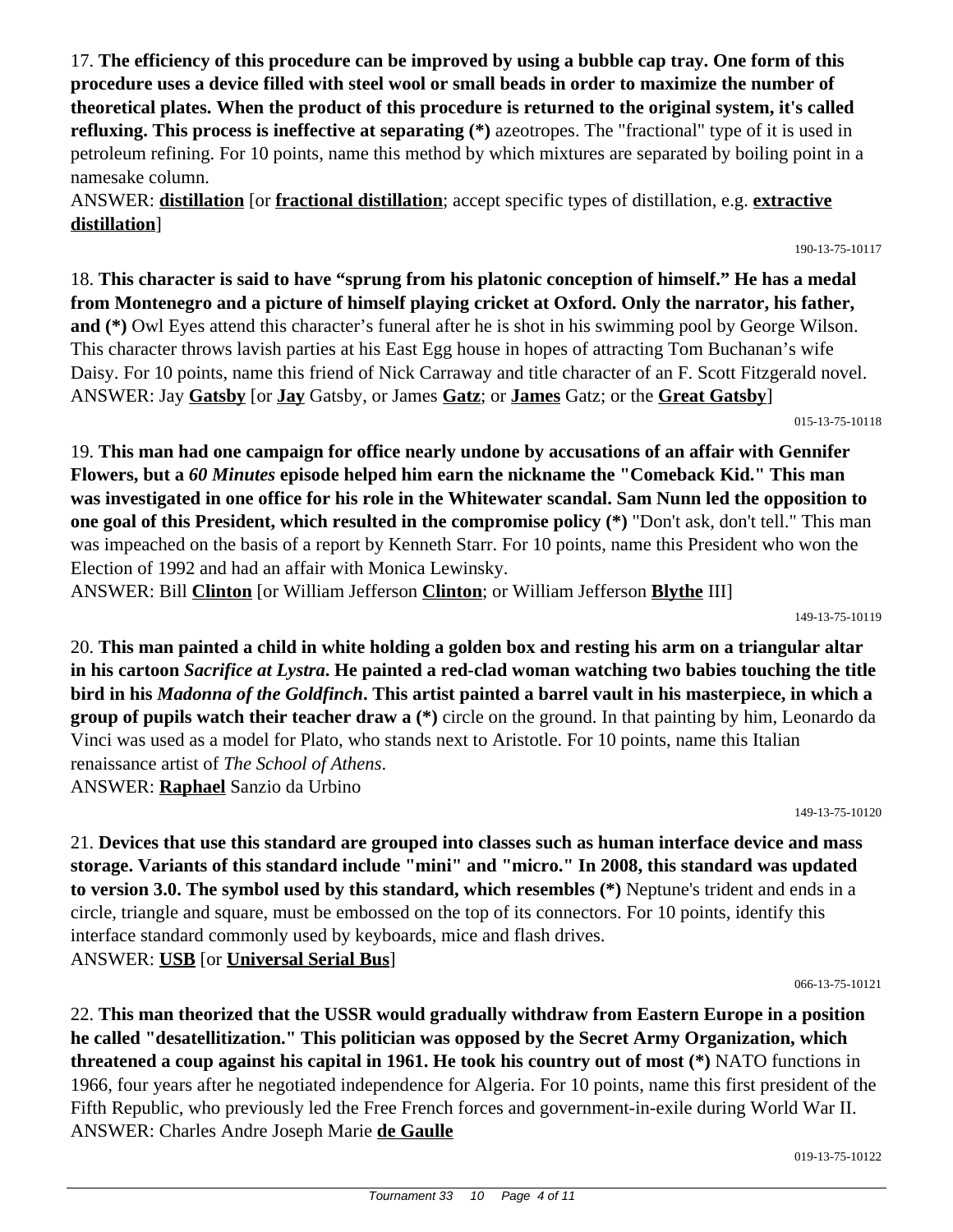17. **The efficiency of this procedure can be improved by using a bubble cap tray. One form of this procedure uses a device filled with steel wool or small beads in order to maximize the number of theoretical plates. When the product of this procedure is returned to the original system, it's called refluxing. This process is ineffective at separating (*)** azeotropes. The "fractional" type of it is used in petroleum refining. For 10 points, name this method by which mixtures are separated by boiling point in a namesake column.

ANSWER: **distillation** [or **fractional distillation**; accept specific types of distillation, e.g. **extractive distillation**]

190-13-75-10117

18. **This character is said to have "sprung from his platonic conception of himself." He has a medal from Montenegro and a picture of himself playing cricket at Oxford. Only the narrator, his father, and (*)** Owl Eyes attend this character's funeral after he is shot in his swimming pool by George Wilson. This character throws lavish parties at his East Egg house in hopes of attracting Tom Buchanan's wife Daisy. For 10 points, name this friend of Nick Carraway and title character of an F. Scott Fitzgerald novel.

ANSWER: Jay **Gatsby** [or **Jay** Gatsby, or James **Gatz**; or **James** Gatz; or the **Great Gatsby**]

015-13-75-10118

19. **This man had one campaign for office nearly undone by accusations of an affair with Gennifer Flowers, but a *60 Minutes* episode helped him earn the nickname the "Comeback Kid." This man was investigated in one office for his role in the Whitewater scandal. Sam Nunn led the opposition to one goal of this President, which resulted in the compromise policy (*)** "Don't ask, don't tell." This man was impeached on the basis of a report by Kenneth Starr. For 10 points, name this President who won the Election of 1992 and had an affair with Monica Lewinsky.

ANSWER: Bill **Clinton** [or William Jefferson **Clinton**; or William Jefferson **Blythe** III]

149-13-75-10119

20. **This man painted a child in white holding a golden box and resting his arm on a triangular altar in his cartoon *Sacrifice at Lystra*. He painted a red-clad woman watching two babies touching the title bird in his *Madonna of the Goldfinch*. This artist painted a barrel vault in his masterpiece, in which a group of pupils watch their teacher draw a (*)** circle on the ground. In that painting by him, Leonardo da Vinci was used as a model for Plato, who stands next to Aristotle. For 10 points, name this Italian renaissance artist of *The School of Athens*.

ANSWER: **Raphael** Sanzio da Urbino

149-13-75-10120

21. **Devices that use this standard are grouped into classes such as human interface device and mass storage. Variants of this standard include "mini" and "micro." In 2008, this standard was updated to version 3.0. The symbol used by this standard, which resembles (*)** Neptune's trident and ends in a circle, triangle and square, must be embossed on the top of its connectors. For 10 points, identify this interface standard commonly used by keyboards, mice and flash drives.

ANSWER: **USB** [or **Universal Serial Bus**]

066-13-75-10121

22. **This man theorized that the USSR would gradually withdraw from Eastern Europe in a position he called "desatellitization." This politician was opposed by the Secret Army Organization, which threatened a coup against his capital in 1961. He took his country out of most (*)** NATO functions in 1966, four years after he negotiated independence for Algeria. For 10 points, name this first president of the Fifth Republic, who previously led the Free French forces and government-in-exile during World War II.

ANSWER: Charles Andre Joseph Marie **de Gaulle**

019-13-75-10122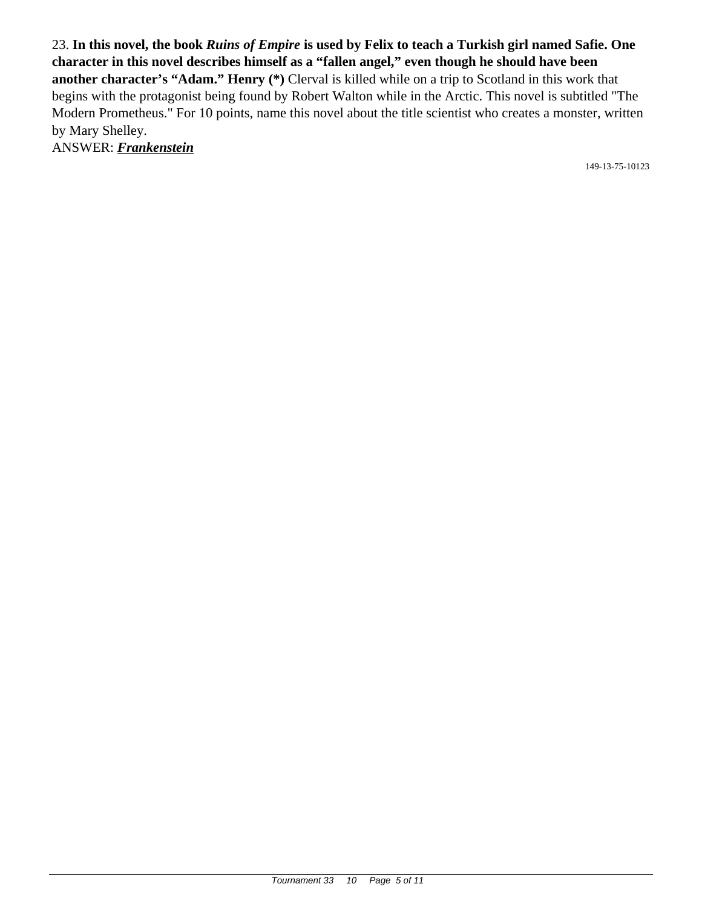23. **In this novel, the book *Ruins of Empire* is used by Felix to teach a Turkish girl named Safie. One character in this novel describes himself as a "fallen angel," even though he should have been another character's "Adam." Henry (*)** Clerval is killed while on a trip to Scotland in this work that begins with the protagonist being found by Robert Walton while in the Arctic. This novel is subtitled "The Modern Prometheus." For 10 points, name this novel about the title scientist who creates a monster, written by Mary Shelley.

ANSWER: ***Frankenstein***

149-13-75-10123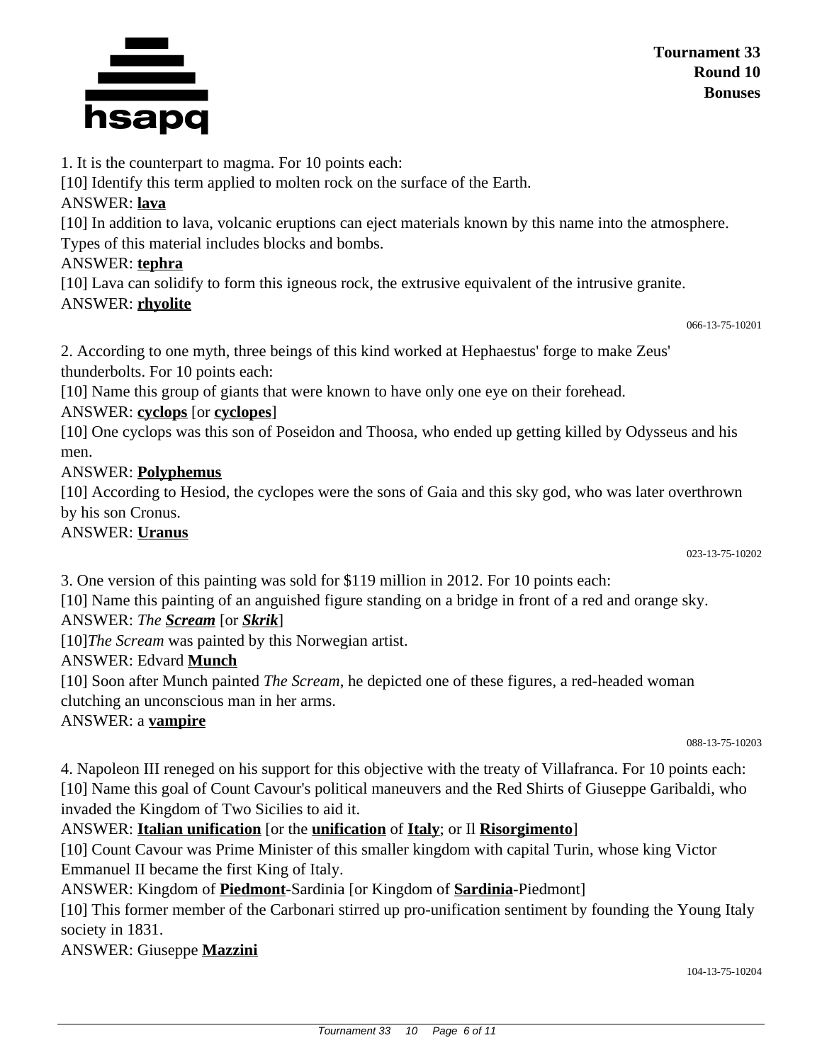1. It is the counterpart to magma. For 10 points each:

[10] Identify this term applied to molten rock on the surface of the Earth.

ANSWER: **lava**

[10] In addition to lava, volcanic eruptions can eject materials known by this name into the atmosphere. Types of this material includes blocks and bombs.

ANSWER: **tephra**

[10] Lava can solidify to form this igneous rock, the extrusive equivalent of the intrusive granite.

ANSWER: **rhyolite**

066-13-75-10201

2. According to one myth, three beings of this kind worked at Hephaestus' forge to make Zeus' thunderbolts. For 10 points each:

[10] Name this group of giants that were known to have only one eye on their forehead.

ANSWER: **cyclops** [or **cyclopes**]

[10] One cyclops was this son of Poseidon and Thoosa, who ended up getting killed by Odysseus and his men.

ANSWER: **Polyphemus**

[10] According to Hesiod, the cyclopes were the sons of Gaia and this sky god, who was later overthrown by his son Cronus.

ANSWER: **Uranus**

023-13-75-10202

3. One version of this painting was sold for $119 million in 2012. For 10 points each:

[10] Name this painting of an anguished figure standing on a bridge in front of a red and orange sky.

ANSWER: *The **Scream*** [or ***Skrik***]

[10]*The Scream* was painted by this Norwegian artist.

ANSWER: Edvard **Munch**

[10] Soon after Munch painted *The Scream*, he depicted one of these figures, a red-headed woman clutching an unconscious man in her arms.

ANSWER: a **vampire**

088-13-75-10203

4. Napoleon III reneged on his support for this objective with the treaty of Villafranca. For 10 points each:

[10] Name this goal of Count Cavour's political maneuvers and the Red Shirts of Giuseppe Garibaldi, who invaded the Kingdom of Two Sicilies to aid it.

ANSWER: **Italian unification** [or the **unification** of **Italy**; or Il **Risorgimento**]

[10] Count Cavour was Prime Minister of this smaller kingdom with capital Turin, whose king Victor Emmanuel II became the first King of Italy.

ANSWER: Kingdom of **Piedmont**-Sardinia [or Kingdom of **Sardinia**-Piedmont]

[10] This former member of the Carbonari stirred up pro-unification sentiment by founding the Young Italy society in 1831.

ANSWER: Giuseppe **Mazzini**

104-13-75-10204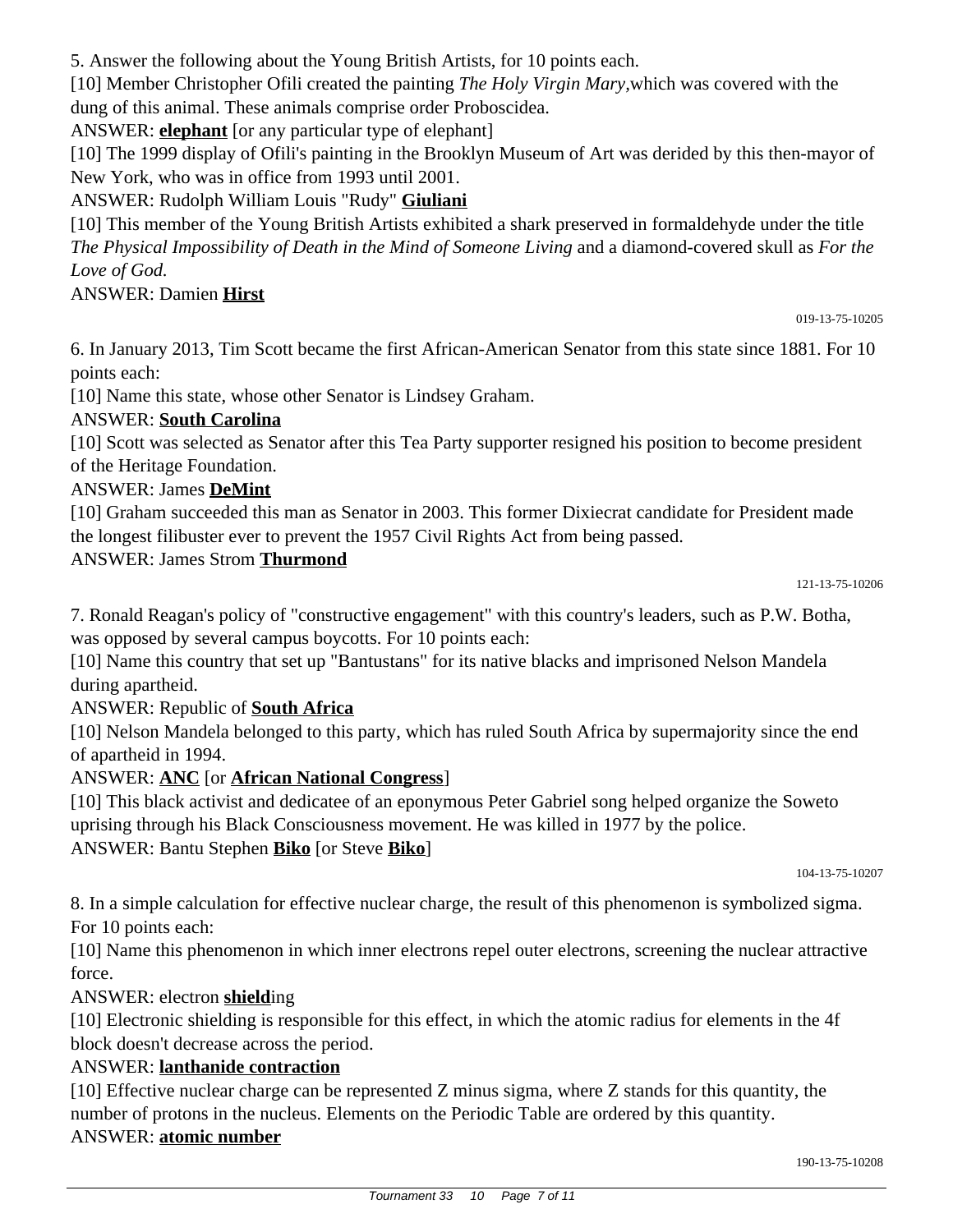5. Answer the following about the Young British Artists, for 10 points each.

[10] Member Christopher Ofili created the painting *The Holy Virgin Mary*,which was covered with the dung of this animal. These animals comprise order Proboscidea.

ANSWER: **elephant** [or any particular type of elephant]

[10] The 1999 display of Ofili's painting in the Brooklyn Museum of Art was derided by this then-mayor of New York, who was in office from 1993 until 2001.

ANSWER: Rudolph William Louis "Rudy" **Giuliani**

[10] This member of the Young British Artists exhibited a shark preserved in formaldehyde under the title *The Physical Impossibility of Death in the Mind of Someone Living* and a diamond-covered skull as *For the Love of God.*

ANSWER: Damien **Hirst**

019-13-75-10205

6. In January 2013, Tim Scott became the first African-American Senator from this state since 1881. For 10 points each:

[10] Name this state, whose other Senator is Lindsey Graham.

ANSWER: **South Carolina**

[10] Scott was selected as Senator after this Tea Party supporter resigned his position to become president of the Heritage Foundation.

ANSWER: James **DeMint**

[10] Graham succeeded this man as Senator in 2003. This former Dixiecrat candidate for President made the longest filibuster ever to prevent the 1957 Civil Rights Act from being passed.

ANSWER: James Strom **Thurmond**

121-13-75-10206

7. Ronald Reagan's policy of "constructive engagement" with this country's leaders, such as P.W. Botha, was opposed by several campus boycotts. For 10 points each:

[10] Name this country that set up "Bantustans" for its native blacks and imprisoned Nelson Mandela during apartheid.

ANSWER: Republic of **South Africa**

[10] Nelson Mandela belonged to this party, which has ruled South Africa by supermajority since the end of apartheid in 1994.

ANSWER: **ANC** [or **African National Congress**]

[10] This black activist and dedicatee of an eponymous Peter Gabriel song helped organize the Soweto uprising through his Black Consciousness movement. He was killed in 1977 by the police.

ANSWER: Bantu Stephen **Biko** [or Steve **Biko**]

104-13-75-10207

8. In a simple calculation for effective nuclear charge, the result of this phenomenon is symbolized sigma. For 10 points each:

[10] Name this phenomenon in which inner electrons repel outer electrons, screening the nuclear attractive force.

ANSWER: electron **shield**ing

[10] Electronic shielding is responsible for this effect, in which the atomic radius for elements in the 4f block doesn't decrease across the period.

ANSWER: **lanthanide contraction**

[10] Effective nuclear charge can be represented Z minus sigma, where Z stands for this quantity, the number of protons in the nucleus. Elements on the Periodic Table are ordered by this quantity.

ANSWER: **atomic number**

190-13-75-10208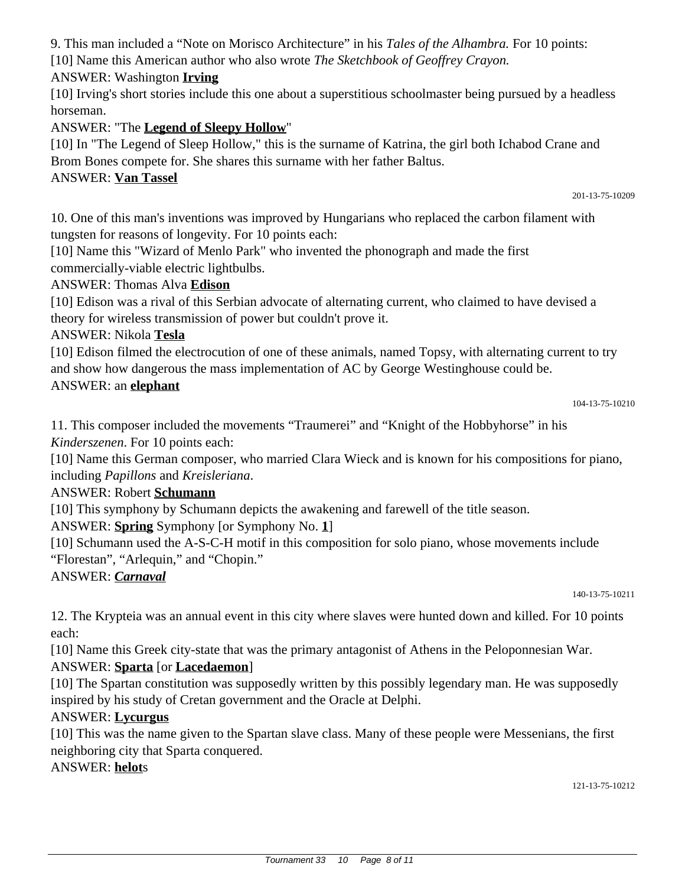9. This man included a "Note on Morisco Architecture" in his *Tales of the Alhambra.* For 10 points:

[10] Name this American author who also wrote *The Sketchbook of Geoffrey Crayon.*

ANSWER: Washington **Irving**

[10] Irving's short stories include this one about a superstitious schoolmaster being pursued by a headless horseman.

ANSWER: "The **Legend of Sleepy Hollow**"

[10] In "The Legend of Sleep Hollow," this is the surname of Katrina, the girl both Ichabod Crane and Brom Bones compete for. She shares this surname with her father Baltus.

ANSWER: **Van Tassel**

201-13-75-10209

10. One of this man's inventions was improved by Hungarians who replaced the carbon filament with tungsten for reasons of longevity. For 10 points each:

[10] Name this "Wizard of Menlo Park" who invented the phonograph and made the first commercially-viable electric lightbulbs.

ANSWER: Thomas Alva **Edison**

[10] Edison was a rival of this Serbian advocate of alternating current, who claimed to have devised a theory for wireless transmission of power but couldn't prove it.

ANSWER: Nikola **Tesla**

[10] Edison filmed the electrocution of one of these animals, named Topsy, with alternating current to try and show how dangerous the mass implementation of AC by George Westinghouse could be.

ANSWER: an **elephant**

104-13-75-10210

11. This composer included the movements "Traumerei" and "Knight of the Hobbyhorse" in his *Kinderszenen*. For 10 points each:

[10] Name this German composer, who married Clara Wieck and is known for his compositions for piano, including *Papillons* and *Kreisleriana*.

ANSWER: Robert **Schumann**

[10] This symphony by Schumann depicts the awakening and farewell of the title season.

ANSWER: **Spring** Symphony [or Symphony No. **1**]

[10] Schumann used the A-S-C-H motif in this composition for solo piano, whose movements include "Florestan", "Arlequin," and "Chopin."

ANSWER: ***Carnaval***

140-13-75-10211

12. The Krypteia was an annual event in this city where slaves were hunted down and killed. For 10 points each:

[10] Name this Greek city-state that was the primary antagonist of Athens in the Peloponnesian War.

ANSWER: **Sparta** [or **Lacedaemon**]

[10] The Spartan constitution was supposedly written by this possibly legendary man. He was supposedly inspired by his study of Cretan government and the Oracle at Delphi.

ANSWER: **Lycurgus**

[10] This was the name given to the Spartan slave class. Many of these people were Messenians, the first neighboring city that Sparta conquered.

ANSWER: **helot**s

121-13-75-10212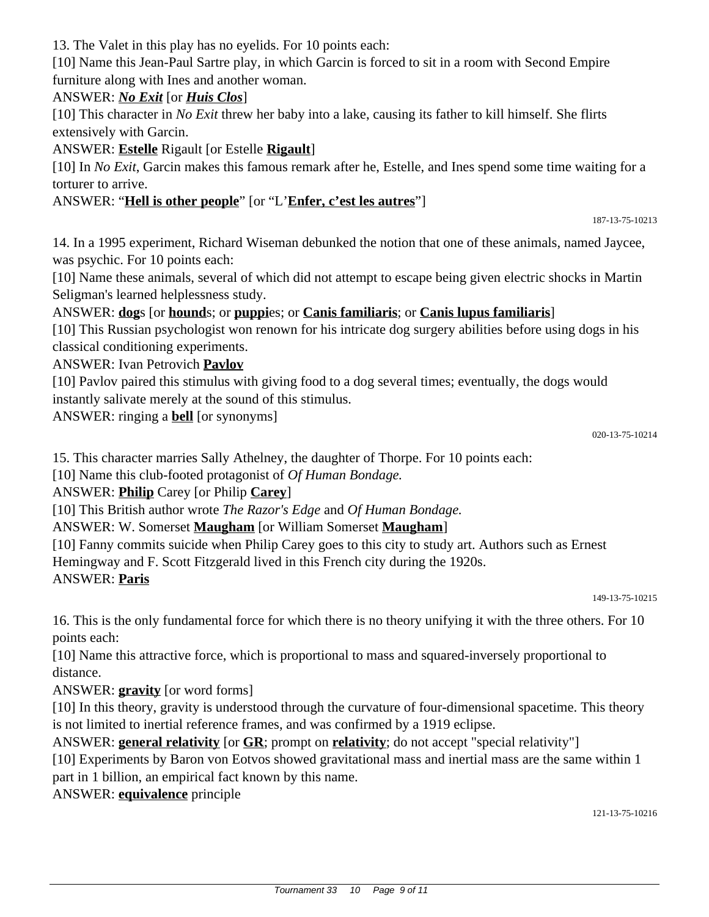13. The Valet in this play has no eyelids. For 10 points each:

[10] Name this Jean-Paul Sartre play, in which Garcin is forced to sit in a room with Second Empire furniture along with Ines and another woman.

ANSWER: ***No Exit*** [or ***Huis Clos***]

[10] This character in *No Exit* threw her baby into a lake, causing its father to kill himself. She flirts extensively with Garcin.

ANSWER: **Estelle** Rigault [or Estelle **Rigault**]

[10] In *No Exit*, Garcin makes this famous remark after he, Estelle, and Ines spend some time waiting for a torturer to arrive.

ANSWER: "**Hell is other people**" [or "L'**Enfer, c'est les autres**"]

187-13-75-10213

14. In a 1995 experiment, Richard Wiseman debunked the notion that one of these animals, named Jaycee, was psychic. For 10 points each:

[10] Name these animals, several of which did not attempt to escape being given electric shocks in Martin Seligman's learned helplessness study.

ANSWER: **dog**s [or **hound**s; or **puppi**es; or **Canis familiaris**; or **Canis lupus familiaris**]

[10] This Russian psychologist won renown for his intricate dog surgery abilities before using dogs in his classical conditioning experiments.

ANSWER: Ivan Petrovich **Pavlov**

[10] Pavlov paired this stimulus with giving food to a dog several times; eventually, the dogs would instantly salivate merely at the sound of this stimulus.

ANSWER: ringing a **bell** [or synonyms]

020-13-75-10214

15. This character marries Sally Athelney, the daughter of Thorpe. For 10 points each:

[10] Name this club-footed protagonist of *Of Human Bondage.*

ANSWER: **Philip** Carey [or Philip **Carey**]

[10] This British author wrote *The Razor's Edge* and *Of Human Bondage.*

ANSWER: W. Somerset **Maugham** [or William Somerset **Maugham**]

[10] Fanny commits suicide when Philip Carey goes to this city to study art. Authors such as Ernest Hemingway and F. Scott Fitzgerald lived in this French city during the 1920s.

ANSWER: **Paris**

149-13-75-10215

16. This is the only fundamental force for which there is no theory unifying it with the three others. For 10 points each:

[10] Name this attractive force, which is proportional to mass and squared-inversely proportional to distance.

ANSWER: **gravity** [or word forms]

[10] In this theory, gravity is understood through the curvature of four-dimensional spacetime. This theory is not limited to inertial reference frames, and was confirmed by a 1919 eclipse.

ANSWER: **general relativity** [or **GR**; prompt on **relativity**; do not accept "special relativity"]

[10] Experiments by Baron von Eotvos showed gravitational mass and inertial mass are the same within 1 part in 1 billion, an empirical fact known by this name.

ANSWER: **equivalence** principle

121-13-75-10216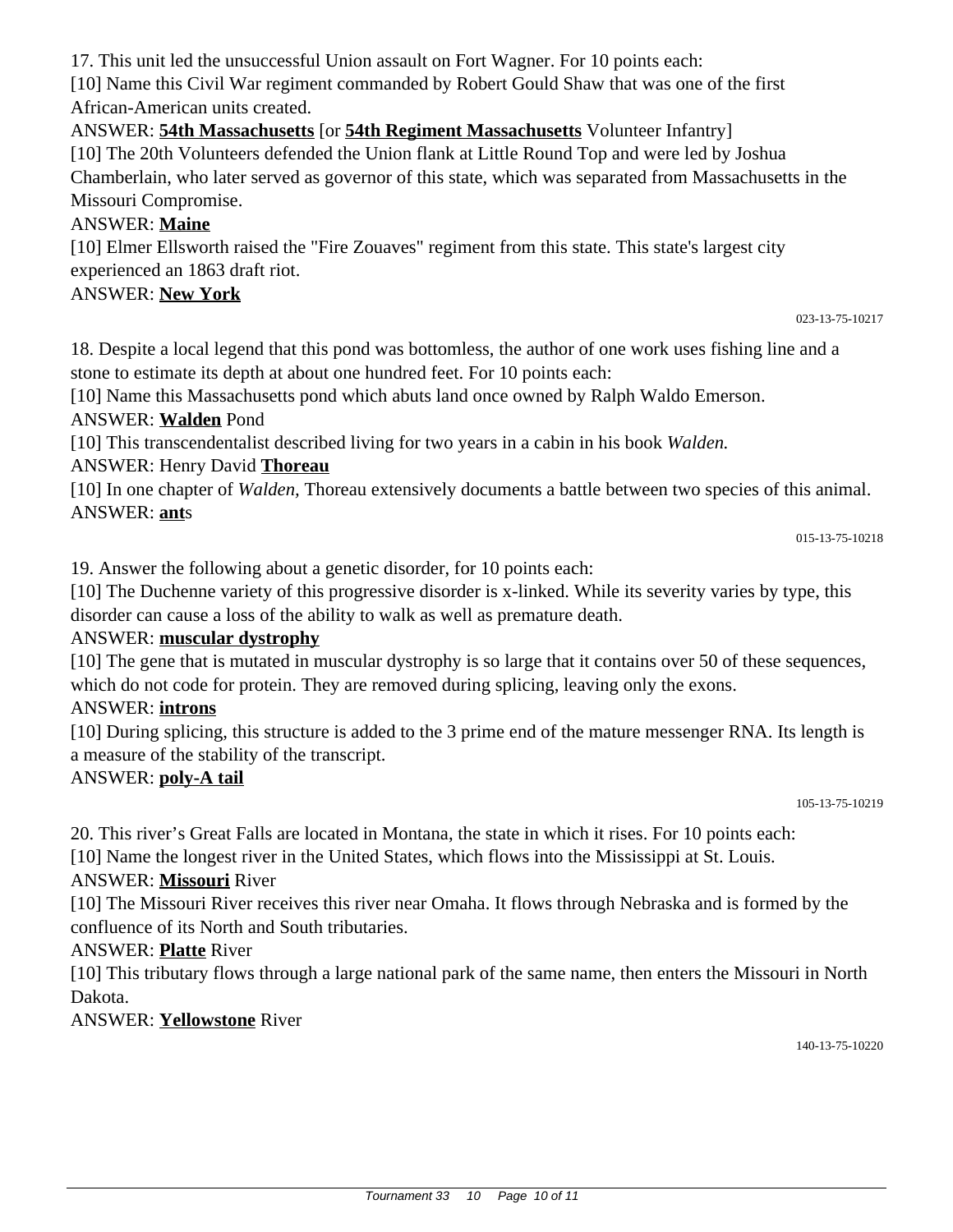17. This unit led the unsuccessful Union assault on Fort Wagner. For 10 points each:

[10] Name this Civil War regiment commanded by Robert Gould Shaw that was one of the first African-American units created.

ANSWER: **54th Massachusetts** [or **54th Regiment Massachusetts** Volunteer Infantry]

[10] The 20th Volunteers defended the Union flank at Little Round Top and were led by Joshua Chamberlain, who later served as governor of this state, which was separated from Massachusetts in the Missouri Compromise.

ANSWER: **Maine**

[10] Elmer Ellsworth raised the "Fire Zouaves" regiment from this state. This state's largest city experienced an 1863 draft riot.

ANSWER: **New York**

023-13-75-10217

18. Despite a local legend that this pond was bottomless, the author of one work uses fishing line and a stone to estimate its depth at about one hundred feet. For 10 points each:

[10] Name this Massachusetts pond which abuts land once owned by Ralph Waldo Emerson.

ANSWER: **Walden** Pond

[10] This transcendentalist described living for two years in a cabin in his book *Walden.*

ANSWER: Henry David **Thoreau**

[10] In one chapter of *Walden*, Thoreau extensively documents a battle between two species of this animal.

ANSWER: **ant**s

015-13-75-10218

19. Answer the following about a genetic disorder, for 10 points each:

[10] The Duchenne variety of this progressive disorder is x-linked. While its severity varies by type, this disorder can cause a loss of the ability to walk as well as premature death.

ANSWER: **muscular dystrophy**

[10] The gene that is mutated in muscular dystrophy is so large that it contains over 50 of these sequences, which do not code for protein. They are removed during splicing, leaving only the exons.

ANSWER: **introns**

[10] During splicing, this structure is added to the 3 prime end of the mature messenger RNA. Its length is a measure of the stability of the transcript.

ANSWER: **poly-A tail**

105-13-75-10219

20. This river's Great Falls are located in Montana, the state in which it rises. For 10 points each:

[10] Name the longest river in the United States, which flows into the Mississippi at St. Louis.

ANSWER: **Missouri** River

[10] The Missouri River receives this river near Omaha. It flows through Nebraska and is formed by the confluence of its North and South tributaries.

ANSWER: **Platte** River

[10] This tributary flows through a large national park of the same name, then enters the Missouri in North Dakota.

ANSWER: **Yellowstone** River

140-13-75-10220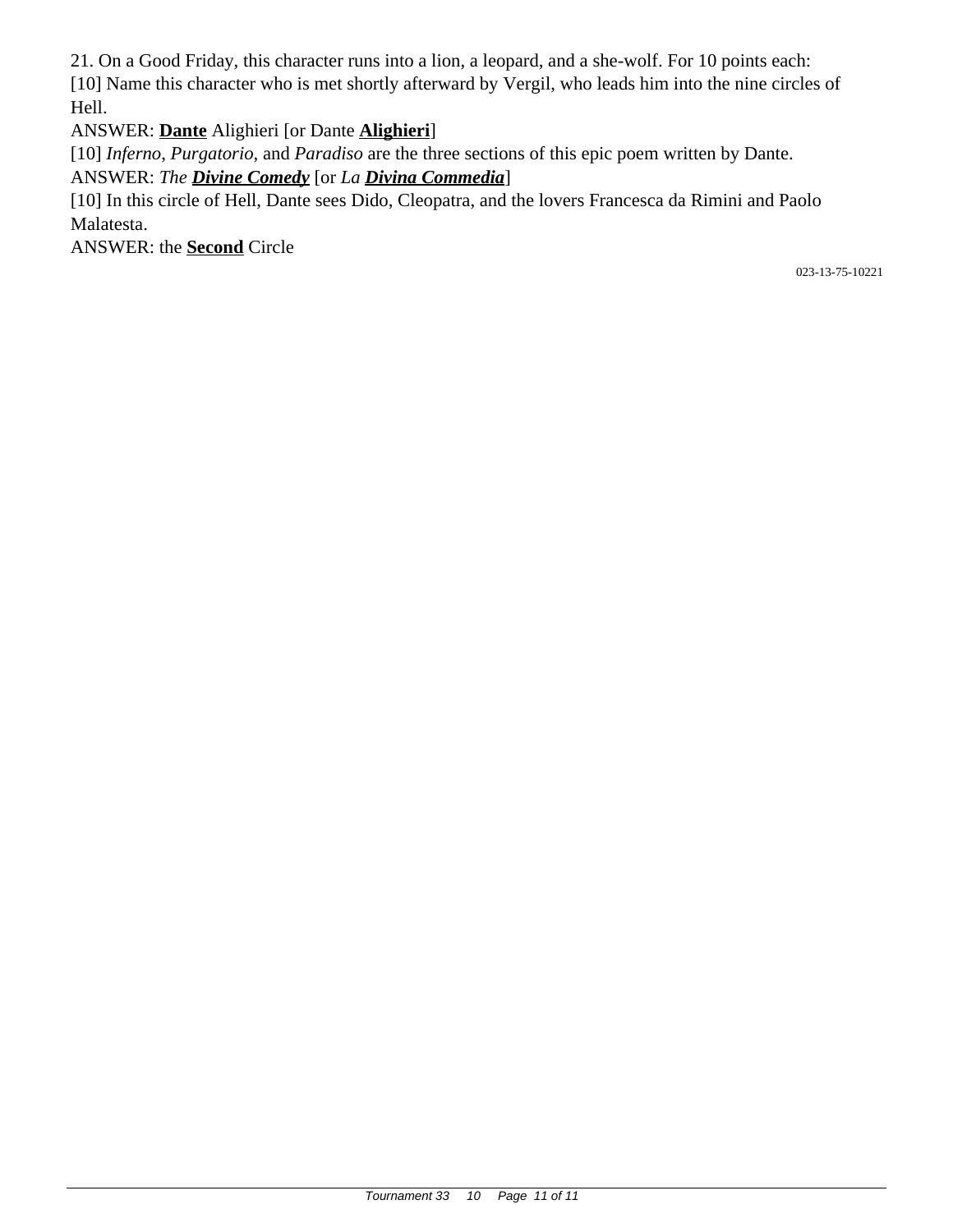21. On a Good Friday, this character runs into a lion, a leopard, and a she-wolf. For 10 points each:

[10] Name this character who is met shortly afterward by Vergil, who leads him into the nine circles of Hell.

ANSWER: **<u>Dante</u>** Alighieri [or Dante **<u>Alighieri</u>**]

[10] *Inferno*, *Purgatorio*, and *Paradiso* are the three sections of this epic poem written by Dante.

ANSWER: *The **<u>Divine Comedy</u>*** [or *La **<u>Divina Commedia</u>***]

[10] In this circle of Hell, Dante sees Dido, Cleopatra, and the lovers Francesca da Rimini and Paolo Malatesta.

ANSWER: the **<u>Second</u>** Circle

023-13-75-10221